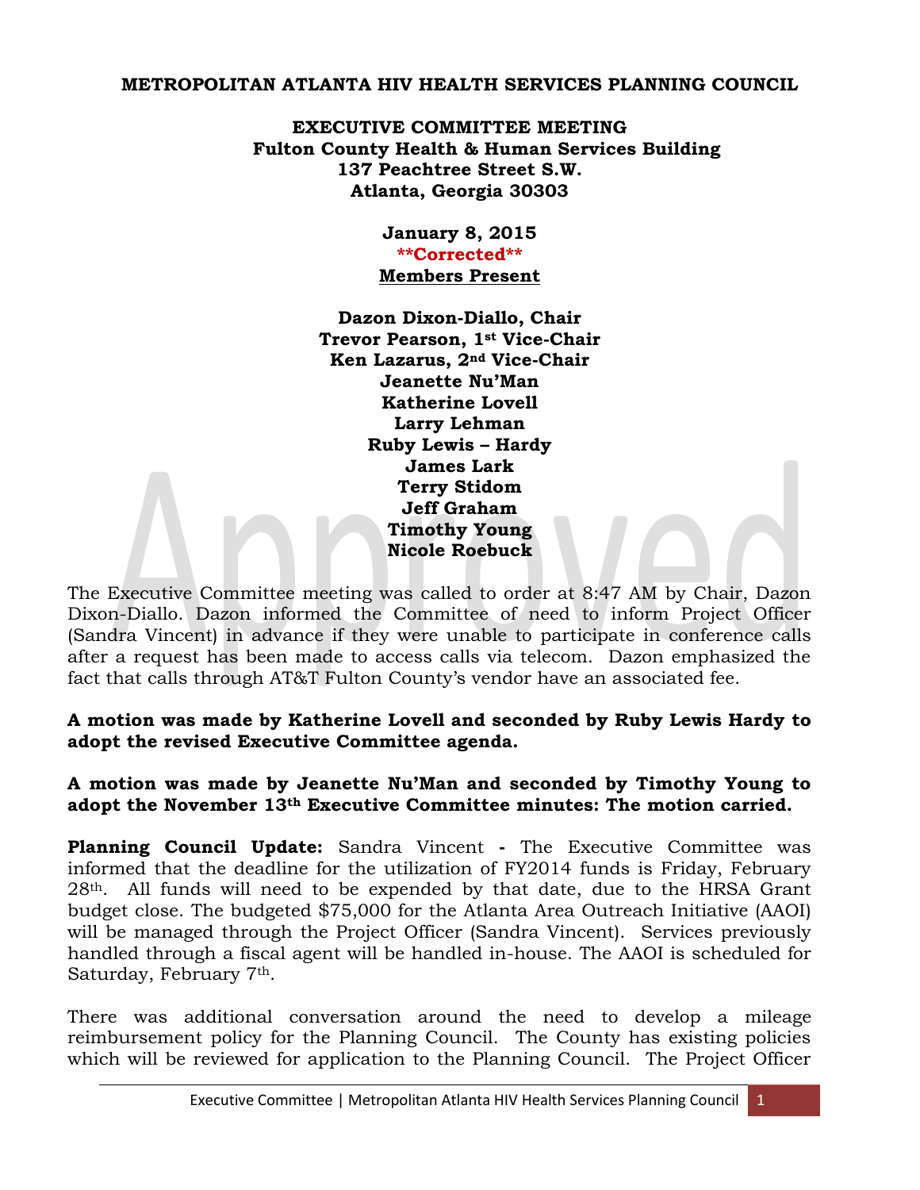**METROPOLITAN ATLANTA HIV HEALTH SERVICES PLANNING COUNCIL**

**EXECUTIVE COMMITTEE MEETING**
**Fulton County Health & Human Services Building**
**137 Peachtree Street S.W.**
**Atlanta, Georgia 30303**

**January 8, 2015**
**\*\*Corrected\*\***
**Members Present**

**Dazon Dixon-Diallo, Chair**
**Trevor Pearson, 1st Vice-Chair**
**Ken Lazarus, 2nd Vice-Chair**
**Jeanette Nu'Man**
**Katherine Lovell**
**Larry Lehman**
**Ruby Lewis – Hardy**
**James Lark**
**Terry Stidom**
**Jeff Graham**
**Timothy Young**
**Nicole Roebuck**

The Executive Committee meeting was called to order at 8:47 AM by Chair, Dazon Dixon-Diallo. Dazon informed the Committee of need to inform Project Officer (Sandra Vincent) in advance if they were unable to participate in conference calls after a request has been made to access calls via telecom. Dazon emphasized the fact that calls through AT&T Fulton County's vendor have an associated fee.

**A motion was made by Katherine Lovell and seconded by Ruby Lewis Hardy to adopt the revised Executive Committee agenda.**

**A motion was made by Jeanette Nu'Man and seconded by Timothy Young to adopt the November 13th Executive Committee minutes: The motion carried.**

**Planning Council Update:** Sandra Vincent **-** The Executive Committee was informed that the deadline for the utilization of FY2014 funds is Friday, February 28th. All funds will need to be expended by that date, due to the HRSA Grant budget close. The budgeted $75,000 for the Atlanta Area Outreach Initiative (AAOI) will be managed through the Project Officer (Sandra Vincent). Services previously handled through a fiscal agent will be handled in-house. The AAOI is scheduled for Saturday, February 7th.

There was additional conversation around the need to develop a mileage reimbursement policy for the Planning Council. The County has existing policies which will be reviewed for application to the Planning Council. The Project Officer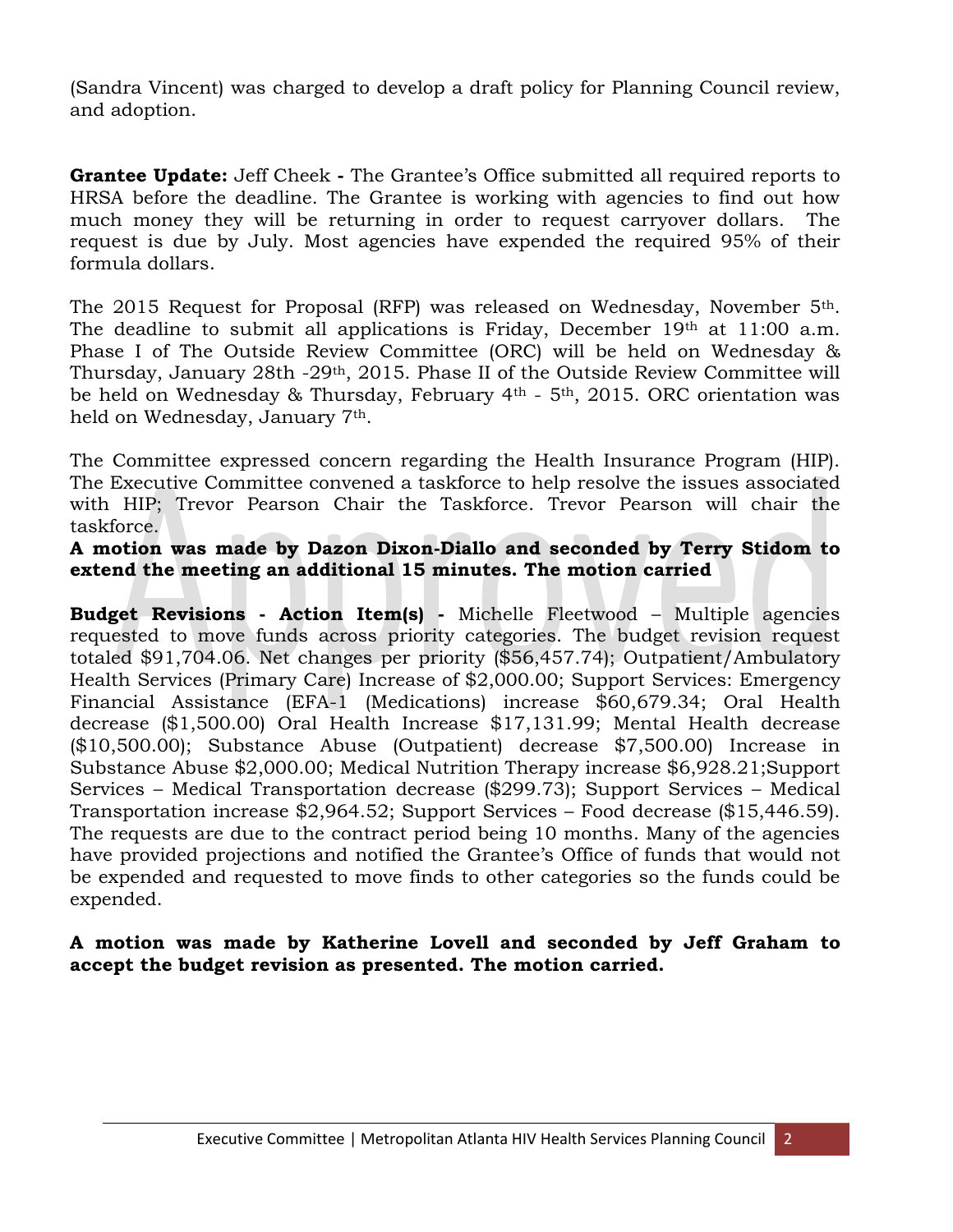(Sandra Vincent) was charged to develop a draft policy for Planning Council review, and adoption.

**Grantee Update:** Jeff Cheek **-** The Grantee's Office submitted all required reports to HRSA before the deadline. The Grantee is working with agencies to find out how much money they will be returning in order to request carryover dollars. The request is due by July. Most agencies have expended the required 95% of their formula dollars.

The 2015 Request for Proposal (RFP) was released on Wednesday, November 5th. The deadline to submit all applications is Friday, December 19th at 11:00 a.m. Phase I of The Outside Review Committee (ORC) will be held on Wednesday & Thursday, January 28th -29th, 2015. Phase II of the Outside Review Committee will be held on Wednesday & Thursday, February 4th - 5th, 2015. ORC orientation was held on Wednesday, January 7th.

The Committee expressed concern regarding the Health Insurance Program (HIP). The Executive Committee convened a taskforce to help resolve the issues associated with HIP; Trevor Pearson Chair the Taskforce. Trevor Pearson will chair the taskforce.

**A motion was made by Dazon Dixon-Diallo and seconded by Terry Stidom to extend the meeting an additional 15 minutes. The motion carried**

**Budget Revisions - Action Item(s) -** Michelle Fleetwood – Multiple agencies requested to move funds across priority categories. The budget revision request totaled $91,704.06. Net changes per priority ($56,457.74); Outpatient/Ambulatory Health Services (Primary Care) Increase of $2,000.00; Support Services: Emergency Financial Assistance (EFA-1 (Medications) increase $60,679.34; Oral Health decrease ($1,500.00) Oral Health Increase $17,131.99; Mental Health decrease ($10,500.00); Substance Abuse (Outpatient) decrease $7,500.00) Increase in Substance Abuse $2,000.00; Medical Nutrition Therapy increase $6,928.21;Support Services – Medical Transportation decrease ($299.73); Support Services – Medical Transportation increase $2,964.52; Support Services – Food decrease ($15,446.59). The requests are due to the contract period being 10 months. Many of the agencies have provided projections and notified the Grantee's Office of funds that would not be expended and requested to move finds to other categories so the funds could be expended.

**A motion was made by Katherine Lovell and seconded by Jeff Graham to accept the budget revision as presented. The motion carried.**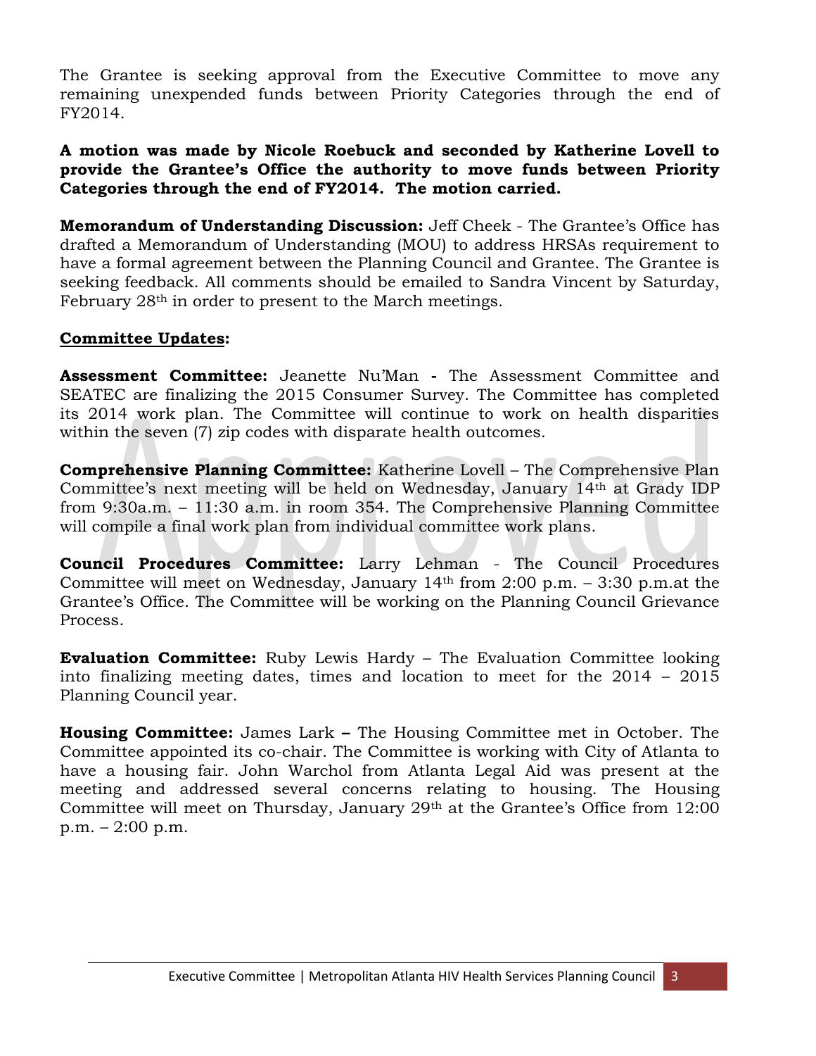The Grantee is seeking approval from the Executive Committee to move any remaining unexpended funds between Priority Categories through the end of FY2014.

**A motion was made by Nicole Roebuck and seconded by Katherine Lovell to provide the Grantee's Office the authority to move funds between Priority Categories through the end of FY2014. The motion carried.**

**Memorandum of Understanding Discussion:** Jeff Cheek - The Grantee's Office has drafted a Memorandum of Understanding (MOU) to address HRSAs requirement to have a formal agreement between the Planning Council and Grantee. The Grantee is seeking feedback. All comments should be emailed to Sandra Vincent by Saturday, February 28th in order to present to the March meetings.

**Committee Updates:**

**Assessment Committee:** Jeanette Nu'Man **-** The Assessment Committee and SEATEC are finalizing the 2015 Consumer Survey. The Committee has completed its 2014 work plan. The Committee will continue to work on health disparities within the seven (7) zip codes with disparate health outcomes.

**Comprehensive Planning Committee:** Katherine Lovell – The Comprehensive Plan Committee's next meeting will be held on Wednesday, January 14th at Grady IDP from 9:30a.m. – 11:30 a.m. in room 354. The Comprehensive Planning Committee will compile a final work plan from individual committee work plans.

**Council Procedures Committee:** Larry Lehman - The Council Procedures Committee will meet on Wednesday, January 14th from 2:00 p.m. – 3:30 p.m.at the Grantee's Office. The Committee will be working on the Planning Council Grievance Process.

**Evaluation Committee:** Ruby Lewis Hardy – The Evaluation Committee looking into finalizing meeting dates, times and location to meet for the 2014 – 2015 Planning Council year.

**Housing Committee:** James Lark **–** The Housing Committee met in October. The Committee appointed its co-chair. The Committee is working with City of Atlanta to have a housing fair. John Warchol from Atlanta Legal Aid was present at the meeting and addressed several concerns relating to housing. The Housing Committee will meet on Thursday, January 29th at the Grantee's Office from 12:00 p.m. – 2:00 p.m.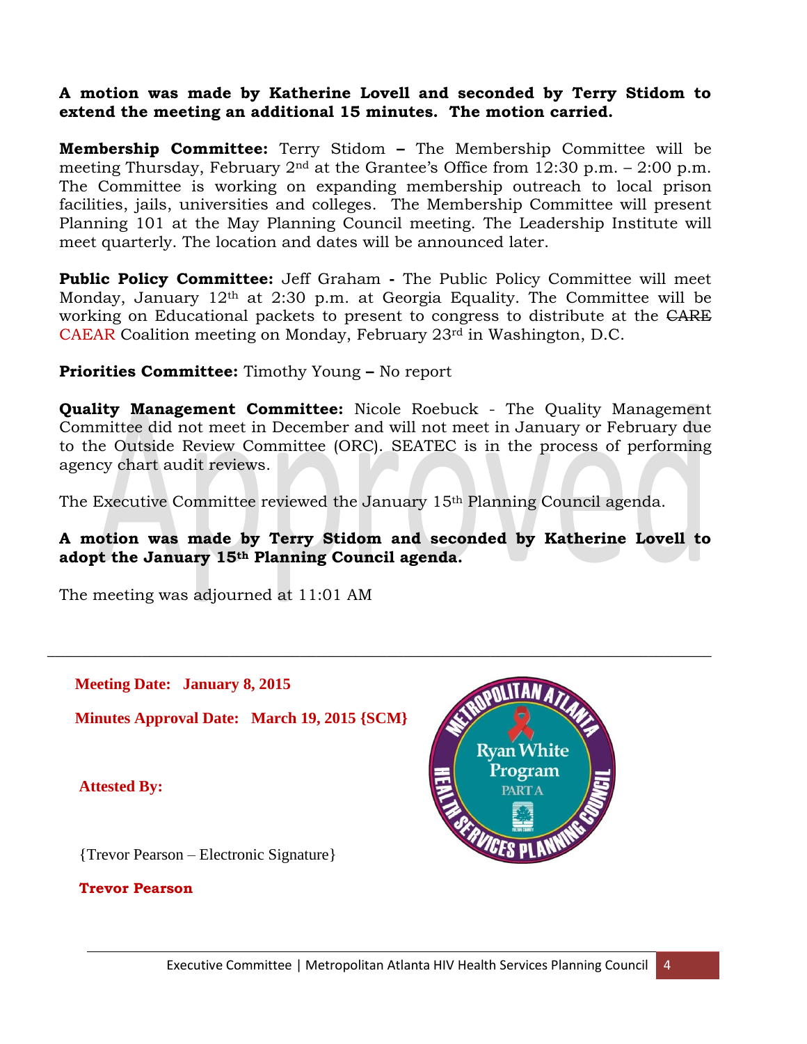**A motion was made by Katherine Lovell and seconded by Terry Stidom to extend the meeting an additional 15 minutes. The motion carried.**

**Membership Committee:** Terry Stidom **–** The Membership Committee will be meeting Thursday, February 2nd at the Grantee's Office from 12:30 p.m. – 2:00 p.m. The Committee is working on expanding membership outreach to local prison facilities, jails, universities and colleges. The Membership Committee will present Planning 101 at the May Planning Council meeting. The Leadership Institute will meet quarterly. The location and dates will be announced later.

**Public Policy Committee:** Jeff Graham **-** The Public Policy Committee will meet Monday, January 12th at 2:30 p.m. at Georgia Equality. The Committee will be working on Educational packets to present to congress to distribute at the ~~CARE~~ CAEAR Coalition meeting on Monday, February 23rd in Washington, D.C.

**Priorities Committee:** Timothy Young **–** No report

**Quality Management Committee:** Nicole Roebuck - The Quality Management Committee did not meet in December and will not meet in January or February due to the Outside Review Committee (ORC). SEATEC is in the process of performing agency chart audit reviews.

The Executive Committee reviewed the January 15th Planning Council agenda.

**A motion was made by Terry Stidom and seconded by Katherine Lovell to adopt the January 15th Planning Council agenda.**

The meeting was adjourned at 11:01 AM

---

**Meeting Date: January 8, 2015**

**Minutes Approval Date: March 19, 2015 {SCM}**

**Attested By:**

{Trevor Pearson – Electronic Signature}

**Trevor Pearson**